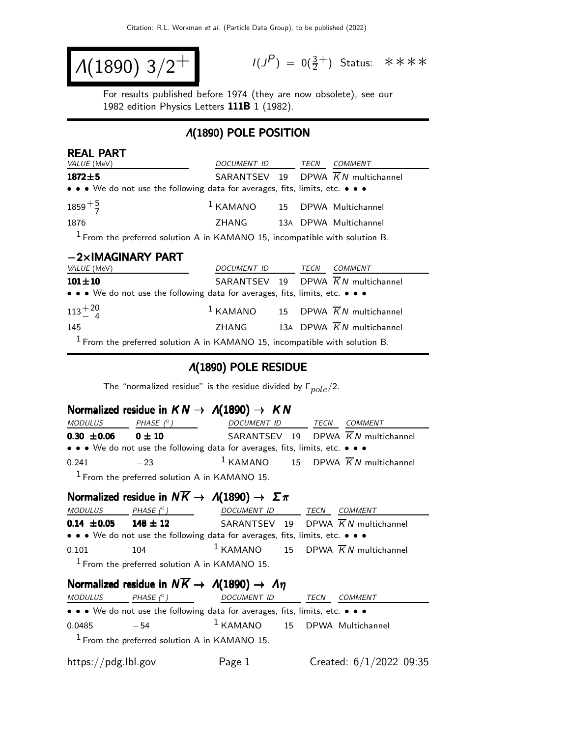# $\Lambda(1890)\ 3/2^+$

$I(J^P) = 0(\frac{3}{2}^+)$ Status: ∗∗∗∗

For results published before 1974 (they are now obsolete), see our 1982 edition Physics Letters **111B** 1 (1982).

## $\Lambda$(1890) POLE POSITION

### REAL PART

| VALUE (MeV) | DOCUMENT ID | | TECN | COMMENT |
|---|---|---|---|---|
| **1872±5** | SARANTSEV | 19 | DPWA | $\overline{K}N$ multichannel |
| • • • We do not use the following data for averages, fits, limits, etc. • • • | | | | |
| $1859^{+5}_{-7}$ | KAMANO [1] | 15 | DPWA | Multichannel |
| 1876 | ZHANG | 13A | DPWA | Multichannel |

[1] From the preferred solution A in KAMANO 15, incompatible with solution B.

### −2×IMAGINARY PART

| VALUE (MeV) | DOCUMENT ID | | TECN | COMMENT |
|---|---|---|---|---|
| **101±10** | SARANTSEV | 19 | DPWA | $\overline{K}N$ multichannel |
| • • • We do not use the following data for averages, fits, limits, etc. • • • | | | | |
| $113^{+20}_{-4}$ | KAMANO [1] | 15 | DPWA | $\overline{K}N$ multichannel |
| 145 | ZHANG | 13A | DPWA | $\overline{K}N$ multichannel |

[1] From the preferred solution A in KAMANO 15, incompatible with solution B.

## $\Lambda$(1890) POLE RESIDUE

The "normalized residue" is the residue divided by $\Gamma_{pole}/2$.

### Normalized residue in $KN \rightarrow \Lambda(1890) \rightarrow KN$

| MODULUS | PHASE (°) | DOCUMENT ID | | TECN | COMMENT |
|---|---|---|---|---|---|
| **0.30 ±0.06** | **0 ± 10** | SARANTSEV | 19 | DPWA | $\overline{K}N$ multichannel |
| • • • We do not use the following data for averages, fits, limits, etc. • • • | | | | | |
| 0.241 | −23 | KAMANO [1] | 15 | DPWA | $\overline{K}N$ multichannel |

[1] From the preferred solution A in KAMANO 15.

### Normalized residue in $N\overline{K} \rightarrow \Lambda(1890) \rightarrow \Sigma\pi$

| MODULUS | PHASE (°) | DOCUMENT ID | | TECN | COMMENT |
|---|---|---|---|---|---|
| **0.14 ±0.05** | **148 ± 12** | SARANTSEV | 19 | DPWA | $\overline{K}N$ multichannel |
| • • • We do not use the following data for averages, fits, limits, etc. • • • | | | | | |
| 0.101 | 104 | KAMANO [1] | 15 | DPWA | $\overline{K}N$ multichannel |

[1] From the preferred solution A in KAMANO 15.

### Normalized residue in $N\overline{K} \rightarrow \Lambda(1890) \rightarrow \Lambda\eta$

| MODULUS | PHASE (°) | DOCUMENT ID | | TECN | COMMENT |
|---|---|---|---|---|---|
| • • • We do not use the following data for averages, fits, limits, etc. • • • | | | | | |
| 0.0485 | −54 | KAMANO [1] | 15 | DPWA | Multichannel |

[1] From the preferred solution A in KAMANO 15.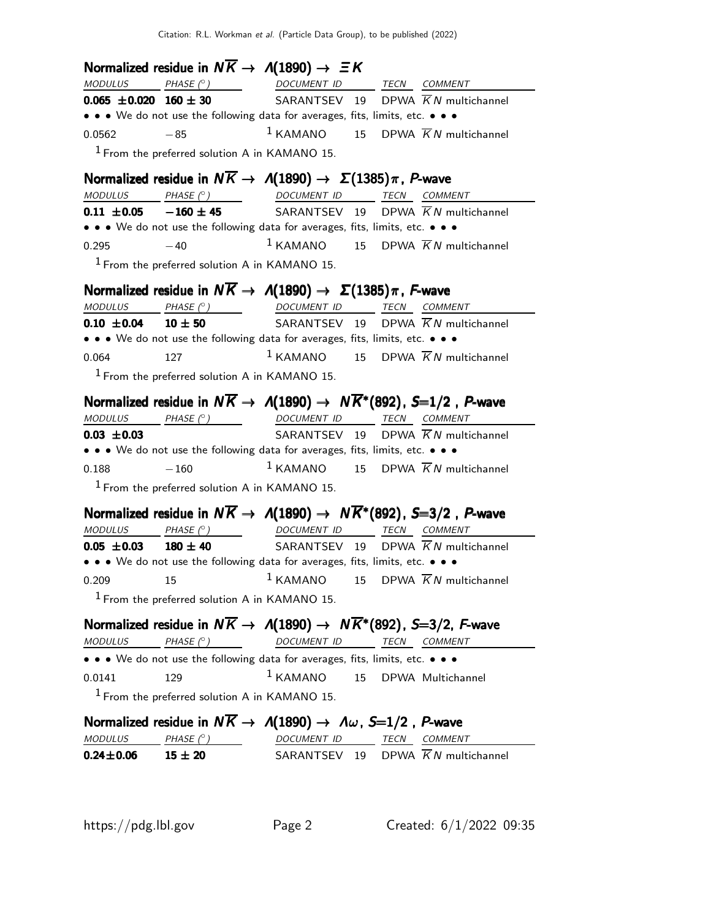### Normalized residue in $N\overline{K} \rightarrow \Lambda(1890) \rightarrow \Xi K$

| MODULUS | PHASE (°) | DOCUMENT ID | | TECN | COMMENT |
|---|---|---|---|---|---|
| **0.065 ±0.020** | **160 ± 30** | SARANTSEV | 19 | DPWA | $\overline{K}N$ multichannel |
| • • • We do not use the following data for averages, fits, limits, etc. • • • | | | | | |
| 0.0562 | −85 | [1] KAMANO | 15 | DPWA | $\overline{K}N$ multichannel |

[1] From the preferred solution A in KAMANO 15.

### Normalized residue in $N\overline{K} \rightarrow \Lambda(1890) \rightarrow \Sigma(1385)\pi$, *P*-wave

| MODULUS | PHASE (°) | DOCUMENT ID | | TECN | COMMENT |
|---|---|---|---|---|---|
| **0.11 ±0.05** | **−160 ± 45** | SARANTSEV | 19 | DPWA | $\overline{K}N$ multichannel |
| • • • We do not use the following data for averages, fits, limits, etc. • • • | | | | | |
| 0.295 | −40 | [1] KAMANO | 15 | DPWA | $\overline{K}N$ multichannel |

[1] From the preferred solution A in KAMANO 15.

### Normalized residue in $N\overline{K} \rightarrow \Lambda(1890) \rightarrow \Sigma(1385)\pi$, *F*-wave

| MODULUS | PHASE (°) | DOCUMENT ID | | TECN | COMMENT |
|---|---|---|---|---|---|
| **0.10 ±0.04** | **10 ± 50** | SARANTSEV | 19 | DPWA | $\overline{K}N$ multichannel |
| • • • We do not use the following data for averages, fits, limits, etc. • • • | | | | | |
| 0.064 | 127 | [1] KAMANO | 15 | DPWA | $\overline{K}N$ multichannel |

[1] From the preferred solution A in KAMANO 15.

### Normalized residue in $N\overline{K} \rightarrow \Lambda(1890) \rightarrow N\overline{K}^*(892)$, $S$=1/2 , *P*-wave

| MODULUS | PHASE (°) | DOCUMENT ID | | TECN | COMMENT |
|---|---|---|---|---|---|
| **0.03 ±0.03** | | SARANTSEV | 19 | DPWA | $\overline{K}N$ multichannel |
| • • • We do not use the following data for averages, fits, limits, etc. • • • | | | | | |
| 0.188 | −160 | [1] KAMANO | 15 | DPWA | $\overline{K}N$ multichannel |

[1] From the preferred solution A in KAMANO 15.

### Normalized residue in $N\overline{K} \rightarrow \Lambda(1890) \rightarrow N\overline{K}^*(892)$, $S$=3/2 , *P*-wave

| MODULUS | PHASE (°) | DOCUMENT ID | | TECN | COMMENT |
|---|---|---|---|---|---|
| **0.05 ±0.03** | **180 ± 40** | SARANTSEV | 19 | DPWA | $\overline{K}N$ multichannel |
| • • • We do not use the following data for averages, fits, limits, etc. • • • | | | | | |
| 0.209 | 15 | [1] KAMANO | 15 | DPWA | $\overline{K}N$ multichannel |

[1] From the preferred solution A in KAMANO 15.

### Normalized residue in $N\overline{K} \rightarrow \Lambda(1890) \rightarrow N\overline{K}^*(892)$, $S$=3/2, *F*-wave

| MODULUS | PHASE (°) | DOCUMENT ID | | TECN | COMMENT |
|---|---|---|---|---|---|
| • • • We do not use the following data for averages, fits, limits, etc. • • • | | | | | |
| 0.0141 | 129 | [1] KAMANO | 15 | DPWA | Multichannel |

[1] From the preferred solution A in KAMANO 15.

### Normalized residue in $N\overline{K} \rightarrow \Lambda(1890) \rightarrow \Lambda\omega$, $S$=1/2 , *P*-wave

| MODULUS | PHASE (°) | DOCUMENT ID | | TECN | COMMENT |
|---|---|---|---|---|---|
| **0.24±0.06** | **15 ± 20** | SARANTSEV | 19 | DPWA | $\overline{K}N$ multichannel |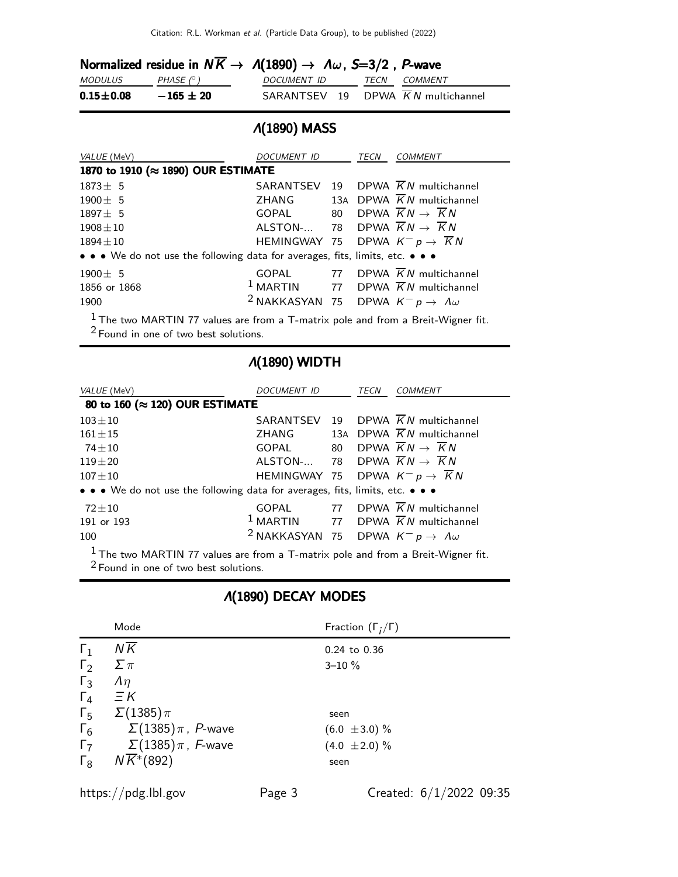### Normalized residue in $N\overline{K} \rightarrow \Lambda(1890) \rightarrow \Lambda\omega$, $S$=3/2 , $P$-wave

| MODULUS | PHASE (°) | DOCUMENT ID | | TECN | COMMENT |
|---|---|---|---|---|---|
| **0.15±0.08** | **−165 ± 20** | SARANTSEV | 19 | DPWA | $\overline{K}N$ multichannel |

## Λ(1890) MASS

| VALUE (MeV) | DOCUMENT ID | | TECN | COMMENT |
|---|---|---|---|---|
| **1870 to 1910 (≈ 1890) OUR ESTIMATE** | | | | |
| 1873± 5 | SARANTSEV | 19 | DPWA | $\overline{K}N$ multichannel |
| 1900± 5 | ZHANG | 13A | DPWA | $\overline{K}N$ multichannel |
| 1897± 5 | GOPAL | 80 | DPWA | $\overline{K}N \rightarrow \overline{K}N$ |
| 1908±10 | ALSTON-... | 78 | DPWA | $\overline{K}N \rightarrow \overline{K}N$ |
| 1894±10 | HEMINGWAY | 75 | DPWA | $K^- p \rightarrow \overline{K}N$ |
| • • • We do not use the following data for averages, fits, limits, etc. • • • | | | | |
| 1900± 5 | GOPAL | 77 | DPWA | $\overline{K}N$ multichannel |
| 1856 or 1868 | [1] MARTIN | 77 | DPWA | $\overline{K}N$ multichannel |
| 1900 | [2] NAKKASYAN | 75 | DPWA | $K^- p \rightarrow \Lambda\omega$ |

[1] The two MARTIN 77 values are from a T-matrix pole and from a Breit-Wigner fit.
[2] Found in one of two best solutions.

## Λ(1890) WIDTH

| VALUE (MeV) | DOCUMENT ID | | TECN | COMMENT |
|---|---|---|---|---|
| **80 to 160 (≈ 120) OUR ESTIMATE** | | | | |
| 103±10 | SARANTSEV | 19 | DPWA | $\overline{K}N$ multichannel |
| 161±15 | ZHANG | 13A | DPWA | $\overline{K}N$ multichannel |
| 74±10 | GOPAL | 80 | DPWA | $\overline{K}N \rightarrow \overline{K}N$ |
| 119±20 | ALSTON-... | 78 | DPWA | $\overline{K}N \rightarrow \overline{K}N$ |
| 107±10 | HEMINGWAY | 75 | DPWA | $K^- p \rightarrow \overline{K}N$ |
| • • • We do not use the following data for averages, fits, limits, etc. • • • | | | | |
| 72±10 | GOPAL | 77 | DPWA | $\overline{K}N$ multichannel |
| 191 or 193 | [1] MARTIN | 77 | DPWA | $\overline{K}N$ multichannel |
| 100 | [2] NAKKASYAN | 75 | DPWA | $K^- p \rightarrow \Lambda\omega$ |

[1] The two MARTIN 77 values are from a T-matrix pole and from a Breit-Wigner fit.
[2] Found in one of two best solutions.

## Λ(1890) DECAY MODES

| | Mode | Fraction ($\Gamma_i/\Gamma$) |
|---|---|---|
| $\Gamma_1$ | $N\overline{K}$ | 0.24 to 0.36 |
| $\Gamma_2$ | $\Sigma\pi$ | 3–10 % |
| $\Gamma_3$ | $\Lambda\eta$ | |
| $\Gamma_4$ | $\Xi K$ | |
| $\Gamma_5$ | $\Sigma(1385)\pi$ | seen |
| $\Gamma_6$ | $\Sigma(1385)\pi$, $P$-wave | (6.0 ±3.0) % |
| $\Gamma_7$ | $\Sigma(1385)\pi$, $F$-wave | (4.0 ±2.0) % |
| $\Gamma_8$ | $N\overline{K}^*(892)$ | seen |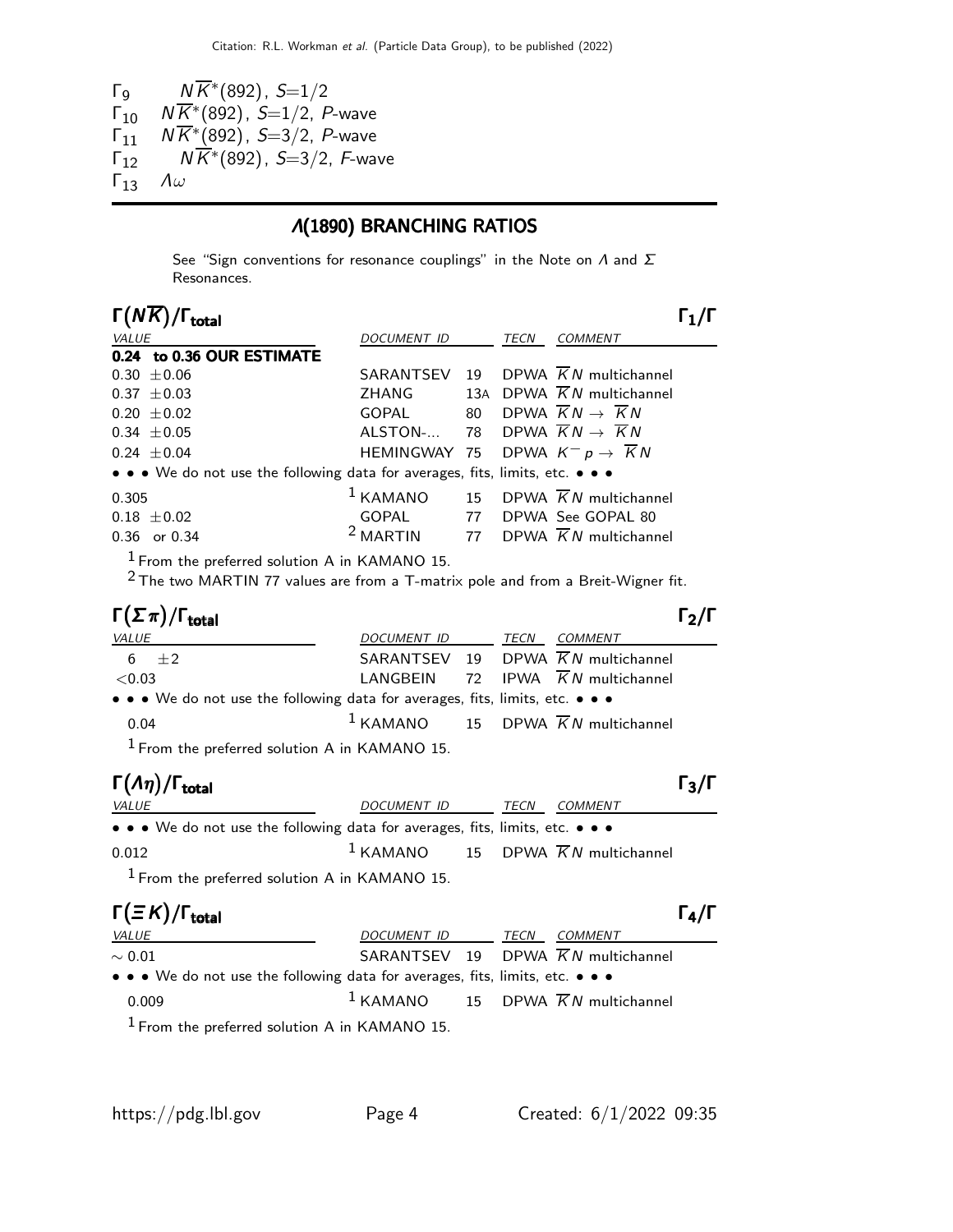$\Gamma_9$ $N\overline{K}^*(892)$, $S$=1/2
$\Gamma_{10}$ $N\overline{K}^*(892)$, $S$=1/2, $P$-wave
$\Gamma_{11}$ $N\overline{K}^*(892)$, $S$=3/2, $P$-wave
$\Gamma_{12}$ $N\overline{K}^*(892)$, $S$=3/2, $F$-wave
$\Gamma_{13}$ $\Lambda\omega$

## Λ(1890) BRANCHING RATIOS

See "Sign conventions for resonance couplings" in the Note on $\Lambda$ and $\Sigma$ Resonances.

### $\Gamma(N\overline{K})/\Gamma_{\rm total}$ — $\Gamma_1/\Gamma$

| VALUE | DOCUMENT ID | | TECN | COMMENT |
|---|---|---|---|---|
| **0.24 to 0.36 OUR ESTIMATE** | | | | |
| 0.30 ±0.06 | SARANTSEV | 19 | DPWA | $\overline{K}N$ multichannel |
| 0.37 ±0.03 | ZHANG | 13A | DPWA | $\overline{K}N$ multichannel |
| 0.20 ±0.02 | GOPAL | 80 | DPWA | $\overline{K}N \rightarrow \overline{K}N$ |
| 0.34 ±0.05 | ALSTON-... | 78 | DPWA | $\overline{K}N \rightarrow \overline{K}N$ |
| 0.24 ±0.04 | HEMINGWAY | 75 | DPWA | $K^- p \rightarrow \overline{K}N$ |
| • • • We do not use the following data for averages, fits, limits, etc. • • • | | | | |
| 0.305 | [1] KAMANO | 15 | DPWA | $\overline{K}N$ multichannel |
| 0.18 ±0.02 | GOPAL | 77 | DPWA | See GOPAL 80 |
| 0.36 or 0.34 | [2] MARTIN | 77 | DPWA | $\overline{K}N$ multichannel |

[1] From the preferred solution A in KAMANO 15.
[2] The two MARTIN 77 values are from a T-matrix pole and from a Breit-Wigner fit.

### $\Gamma(\Sigma\pi)/\Gamma_{\rm total}$ — $\Gamma_2/\Gamma$

| VALUE | DOCUMENT ID | | TECN | COMMENT |
|---|---|---|---|---|
| 6 ±2 | SARANTSEV | 19 | DPWA | $\overline{K}N$ multichannel |
| <0.03 | LANGBEIN | 72 | IPWA | $\overline{K}N$ multichannel |
| • • • We do not use the following data for averages, fits, limits, etc. • • • | | | | |
| 0.04 | [1] KAMANO | 15 | DPWA | $\overline{K}N$ multichannel |

[1] From the preferred solution A in KAMANO 15.

### $\Gamma(\Lambda\eta)/\Gamma_{\rm total}$ — $\Gamma_3/\Gamma$

| VALUE | DOCUMENT ID | | TECN | COMMENT |
|---|---|---|---|---|
| • • • We do not use the following data for averages, fits, limits, etc. • • • | | | | |
| 0.012 | [1] KAMANO | 15 | DPWA | $\overline{K}N$ multichannel |

[1] From the preferred solution A in KAMANO 15.

### $\Gamma(\Xi K)/\Gamma_{\rm total}$ — $\Gamma_4/\Gamma$

| VALUE | DOCUMENT ID | | TECN | COMMENT |
|---|---|---|---|---|
| ∼ 0.01 | SARANTSEV | 19 | DPWA | $\overline{K}N$ multichannel |
| • • • We do not use the following data for averages, fits, limits, etc. • • • | | | | |
| 0.009 | [1] KAMANO | 15 | DPWA | $\overline{K}N$ multichannel |

[1] From the preferred solution A in KAMANO 15.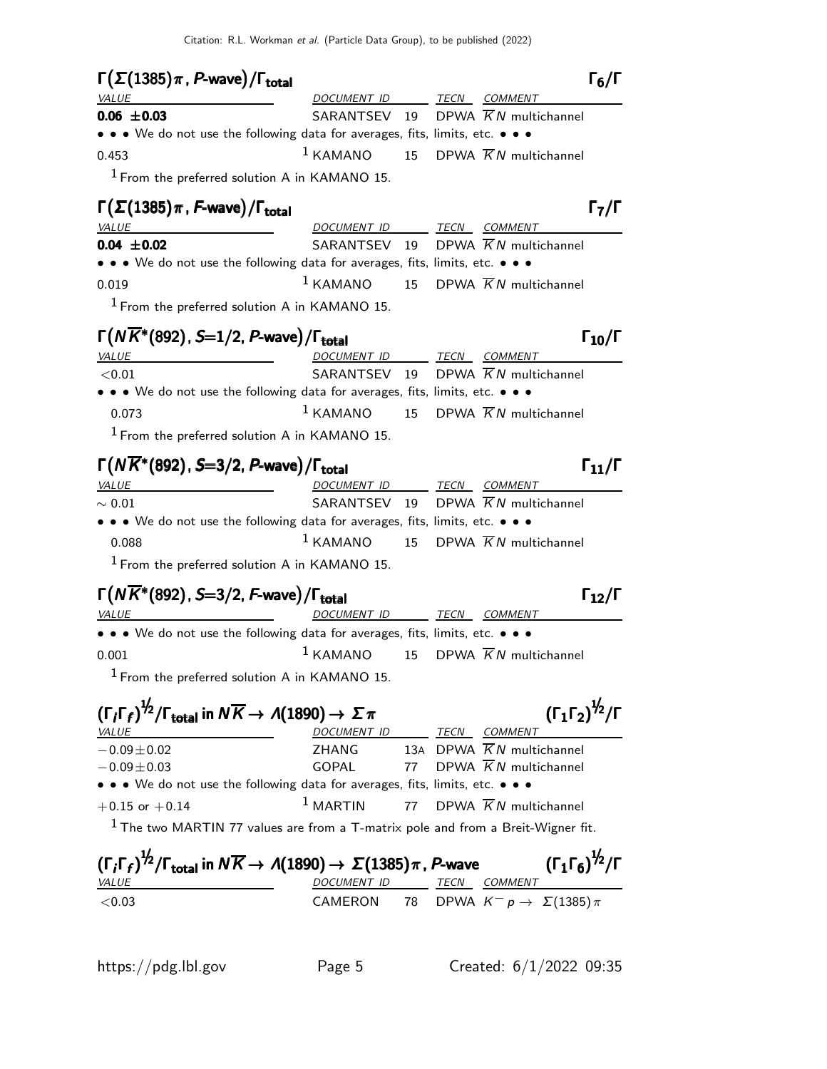### $\Gamma(\Sigma(1385)\pi, P\text{-wave})/\Gamma_{total}$ — $\Gamma_6/\Gamma$

| VALUE | DOCUMENT ID | | TECN | COMMENT |
|---|---|---|---|---|
| **0.06 ±0.03** | SARANTSEV | 19 | DPWA | $\overline{K}N$ multichannel |
| • • • We do not use the following data for averages, fits, limits, etc. • • • | | | | |
| 0.453 | [1] KAMANO | 15 | DPWA | $\overline{K}N$ multichannel |

[1] From the preferred solution A in KAMANO 15.

### $\Gamma(\Sigma(1385)\pi, F\text{-wave})/\Gamma_{total}$ — $\Gamma_7/\Gamma$

| VALUE | DOCUMENT ID | | TECN | COMMENT |
|---|---|---|---|---|
| **0.04 ±0.02** | SARANTSEV | 19 | DPWA | $\overline{K}N$ multichannel |
| • • • We do not use the following data for averages, fits, limits, etc. • • • | | | | |
| 0.019 | [1] KAMANO | 15 | DPWA | $\overline{K}N$ multichannel |

[1] From the preferred solution A in KAMANO 15.

### $\Gamma(N\overline{K}^*(892), S=1/2, P\text{-wave})/\Gamma_{total}$ — $\Gamma_{10}/\Gamma$

| VALUE | DOCUMENT ID | | TECN | COMMENT |
|---|---|---|---|---|
| <0.01 | SARANTSEV | 19 | DPWA | $\overline{K}N$ multichannel |
| • • • We do not use the following data for averages, fits, limits, etc. • • • | | | | |
| 0.073 | [1] KAMANO | 15 | DPWA | $\overline{K}N$ multichannel |

[1] From the preferred solution A in KAMANO 15.

### $\Gamma(N\overline{K}^*(892), S=3/2, P\text{-wave})/\Gamma_{total}$ — $\Gamma_{11}/\Gamma$

| VALUE | DOCUMENT ID | | TECN | COMMENT |
|---|---|---|---|---|
| ~ 0.01 | SARANTSEV | 19 | DPWA | $\overline{K}N$ multichannel |
| • • • We do not use the following data for averages, fits, limits, etc. • • • | | | | |
| 0.088 | [1] KAMANO | 15 | DPWA | $\overline{K}N$ multichannel |

[1] From the preferred solution A in KAMANO 15.

### $\Gamma(N\overline{K}^*(892), S=3/2, F\text{-wave})/\Gamma_{total}$ — $\Gamma_{12}/\Gamma$

| VALUE | DOCUMENT ID | | TECN | COMMENT |
|---|---|---|---|---|
| • • • We do not use the following data for averages, fits, limits, etc. • • • | | | | |
| 0.001 | [1] KAMANO | 15 | DPWA | $\overline{K}N$ multichannel |

[1] From the preferred solution A in KAMANO 15.

### $(\Gamma_i\Gamma_f)^{1/2}/\Gamma_{total}$ in $N\overline{K} \to \Lambda(1890) \to \Sigma\pi$ — $(\Gamma_1\Gamma_2)^{1/2}/\Gamma$

| VALUE | DOCUMENT ID | | TECN | COMMENT |
|---|---|---|---|---|
| −0.09±0.02 | ZHANG | 13A | DPWA | $\overline{K}N$ multichannel |
| −0.09±0.03 | GOPAL | 77 | DPWA | $\overline{K}N$ multichannel |
| • • • We do not use the following data for averages, fits, limits, etc. • • • | | | | |
| +0.15 or +0.14 | [1] MARTIN | 77 | DPWA | $\overline{K}N$ multichannel |

[1] The two MARTIN 77 values are from a T-matrix pole and from a Breit-Wigner fit.

### $(\Gamma_i\Gamma_f)^{1/2}/\Gamma_{total}$ in $N\overline{K} \to \Lambda(1890) \to \Sigma(1385)\pi$, P-wave — $(\Gamma_1\Gamma_6)^{1/2}/\Gamma$

| VALUE | DOCUMENT ID | | TECN | COMMENT |
|---|---|---|---|---|
| <0.03 | CAMERON | 78 | DPWA | $K^-p \to \Sigma(1385)\pi$ |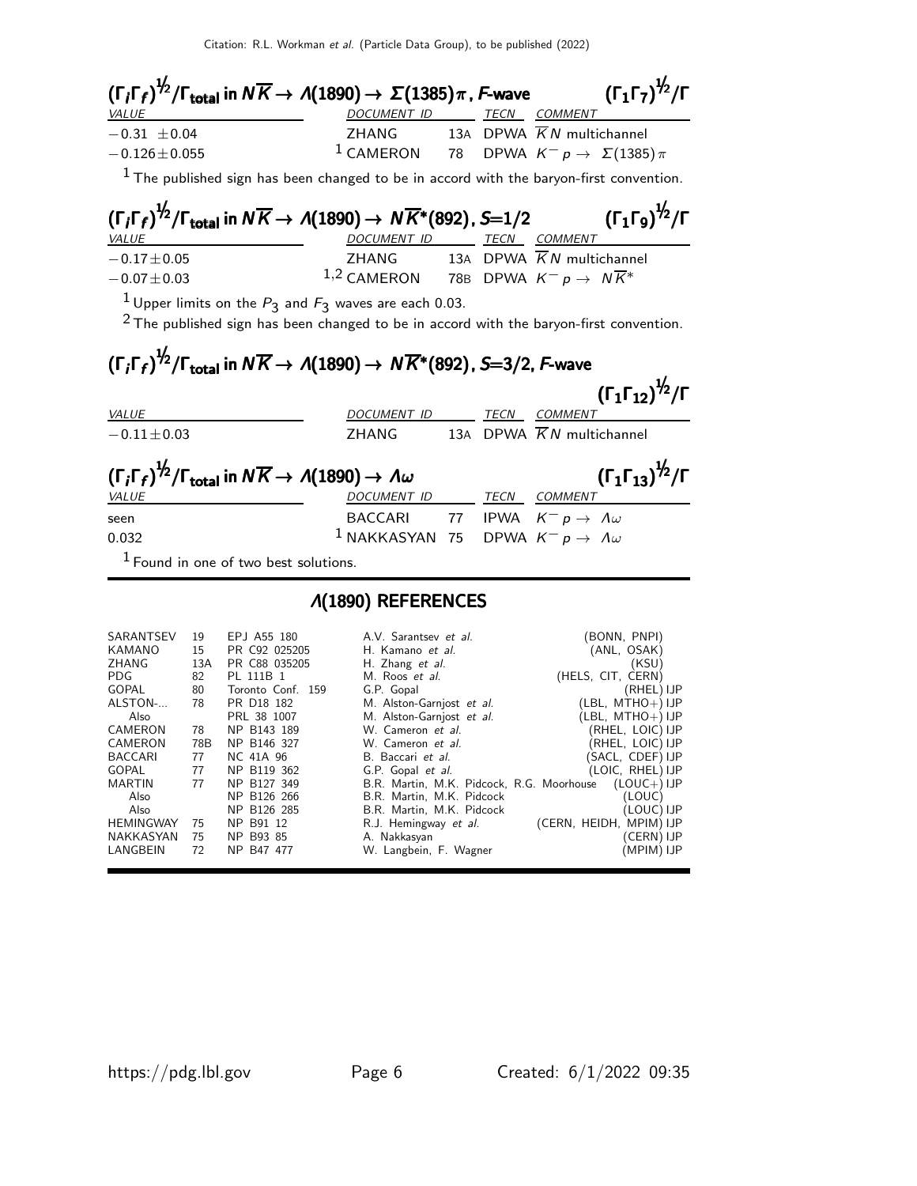### $(\Gamma_i \Gamma_f)^{1/2}/\Gamma_{total}$ in $N\overline{K} \rightarrow \Lambda(1890) \rightarrow \Sigma(1385)\pi$, F-wave $(\Gamma_1 \Gamma_7)^{1/2}/\Gamma$

| VALUE | DOCUMENT ID | | TECN | COMMENT |
|---|---|---|---|---|
| $-0.31 \pm 0.04$ | ZHANG | 13A | DPWA | $\overline{K}N$ multichannel |
| $-0.126 \pm 0.055$ | [1] CAMERON | 78 | DPWA | $K^- p \rightarrow \Sigma(1385)\pi$ |

[1] The published sign has been changed to be in accord with the baryon-first convention.

### $(\Gamma_i \Gamma_f)^{1/2}/\Gamma_{total}$ in $N\overline{K} \rightarrow \Lambda(1890) \rightarrow N\overline{K}^*(892)$, $S$=1/2 $(\Gamma_1 \Gamma_9)^{1/2}/\Gamma$

| VALUE | DOCUMENT ID | | TECN | COMMENT |
|---|---|---|---|---|
| $-0.17 \pm 0.05$ | ZHANG | 13A | DPWA | $\overline{K}N$ multichannel |
| $-0.07 \pm 0.03$ | [1,2] CAMERON | 78B | DPWA | $K^- p \rightarrow N\overline{K}^*$ |

[1] Upper limits on the $P_3$ and $F_3$ waves are each 0.03.

[2] The published sign has been changed to be in accord with the baryon-first convention.

### $(\Gamma_i \Gamma_f)^{1/2}/\Gamma_{total}$ in $N\overline{K} \rightarrow \Lambda(1890) \rightarrow N\overline{K}^*(892)$, $S$=3/2, F-wave $(\Gamma_1 \Gamma_{12})^{1/2}/\Gamma$

| VALUE | DOCUMENT ID | | TECN | COMMENT |
|---|---|---|---|---|
| $-0.11 \pm 0.03$ | ZHANG | 13A | DPWA | $\overline{K}N$ multichannel |

### $(\Gamma_i \Gamma_f)^{1/2}/\Gamma_{total}$ in $N\overline{K} \rightarrow \Lambda(1890) \rightarrow \Lambda\omega$ $(\Gamma_1 \Gamma_{13})^{1/2}/\Gamma$

| VALUE | DOCUMENT ID | | TECN | COMMENT |
|---|---|---|---|---|
| seen | BACCARI | 77 | IPWA | $K^- p \rightarrow \Lambda\omega$ |
| 0.032 | [1] NAKKASYAN | 75 | DPWA | $K^- p \rightarrow \Lambda\omega$ |

[1] Found in one of two best solutions.

## $\Lambda(1890)$ REFERENCES

| | | | | |
|---|---|---|---|---|
| SARANTSEV | 19 | EPJ A55 180 | A.V. Sarantsev *et al.* | (BONN, PNPI) |
| KAMANO | 15 | PR C92 025205 | H. Kamano *et al.* | (ANL, OSAK) |
| ZHANG | 13A | PR C88 035205 | H. Zhang *et al.* | (KSU) |
| PDG | 82 | PL 111B 1 | M. Roos *et al.* | (HELS, CIT, CERN) |
| GOPAL | 80 | Toronto Conf. 159 | G.P. Gopal | (RHEL) IJP |
| ALSTON-... | 78 | PR D18 182 | M. Alston-Garnjost *et al.* | (LBL, MTHO+) IJP |
| Also | | PRL 38 1007 | M. Alston-Garnjost *et al.* | (LBL, MTHO+) IJP |
| CAMERON | 78 | NP B143 189 | W. Cameron *et al.* | (RHEL, LOIC) IJP |
| CAMERON | 78B | NP B146 327 | W. Cameron *et al.* | (RHEL, LOIC) IJP |
| BACCARI | 77 | NC 41A 96 | B. Baccari *et al.* | (SACL, CDEF) IJP |
| GOPAL | 77 | NP B119 362 | G.P. Gopal *et al.* | (LOIC, RHEL) IJP |
| MARTIN | 77 | NP B127 349 | B.R. Martin, M.K. Pidcock, R.G. Moorhouse | (LOUC+) IJP |
| Also | | NP B126 266 | B.R. Martin, M.K. Pidcock | (LOUC) |
| Also | | NP B126 285 | B.R. Martin, M.K. Pidcock | (LOUC) IJP |
| HEMINGWAY | 75 | NP B91 12 | R.J. Hemingway *et al.* | (CERN, HEIDH, MPIM) IJP |
| NAKKASYAN | 75 | NP B93 85 | A. Nakkasyan | (CERN) IJP |
| LANGBEIN | 72 | NP B47 477 | W. Langbein, F. Wagner | (MPIM) IJP |